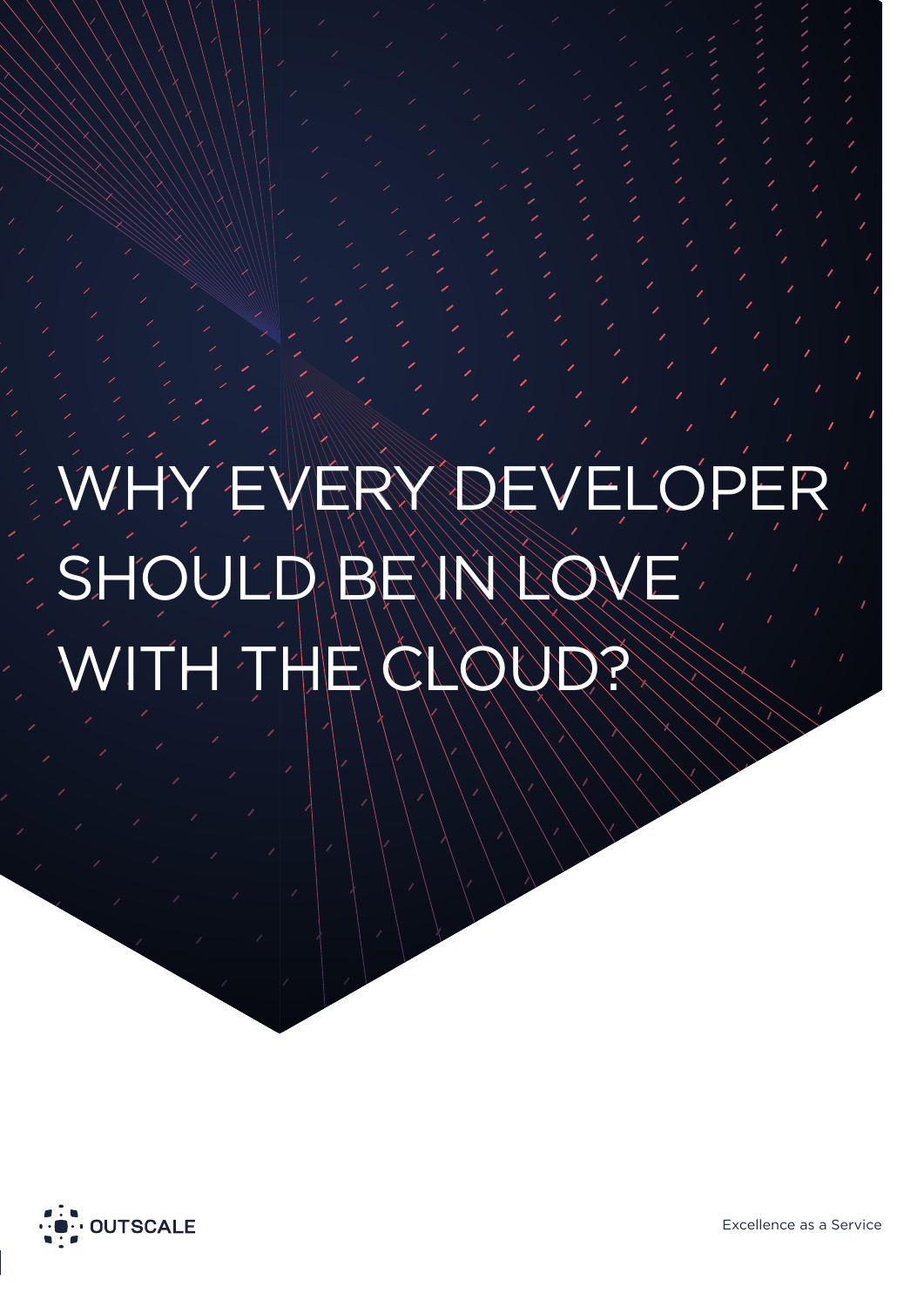# WHY EVERY DEVELOPER SHOULD BE IN LOVE WITH THE CLOUD?

OUTSCALE

Excellence as a Service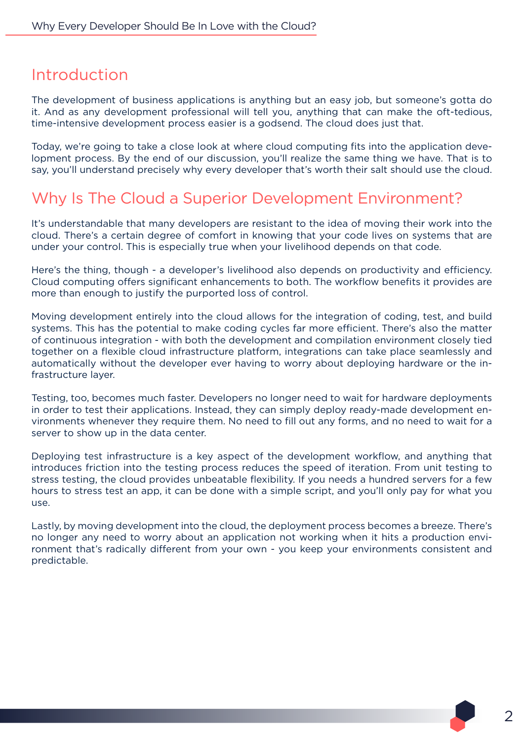## Introduction

The development of business applications is anything but an easy job, but someone's gotta do it. And as any development professional will tell you, anything that can make the oft-tedious, time-intensive development process easier is a godsend. The cloud does just that.

Today, we're going to take a close look at where cloud computing fits into the application development process. By the end of our discussion, you'll realize the same thing we have. That is to say, you'll understand precisely why every developer that's worth their salt should use the cloud.

## Why Is The Cloud a Superior Development Environment?

It's understandable that many developers are resistant to the idea of moving their work into the cloud. There's a certain degree of comfort in knowing that your code lives on systems that are under your control. This is especially true when your livelihood depends on that code.

Here's the thing, though - a developer's livelihood also depends on productivity and efficiency. Cloud computing offers significant enhancements to both. The workflow benefits it provides are more than enough to justify the purported loss of control.

Moving development entirely into the cloud allows for the integration of coding, test, and build systems. This has the potential to make coding cycles far more efficient. There's also the matter of continuous integration - with both the development and compilation environment closely tied together on a flexible cloud infrastructure platform, integrations can take place seamlessly and automatically without the developer ever having to worry about deploying hardware or the infrastructure layer.

Testing, too, becomes much faster. Developers no longer need to wait for hardware deployments in order to test their applications. Instead, they can simply deploy ready-made development environments whenever they require them. No need to fill out any forms, and no need to wait for a server to show up in the data center.

Deploying test infrastructure is a key aspect of the development workflow, and anything that introduces friction into the testing process reduces the speed of iteration. From unit testing to stress testing, the cloud provides unbeatable flexibility. If you needs a hundred servers for a few hours to stress test an app, it can be done with a simple script, and you'll only pay for what you use.

Lastly, by moving development into the cloud, the deployment process becomes a breeze. There's no longer any need to worry about an application not working when it hits a production environment that's radically different from your own - you keep your environments consistent and predictable.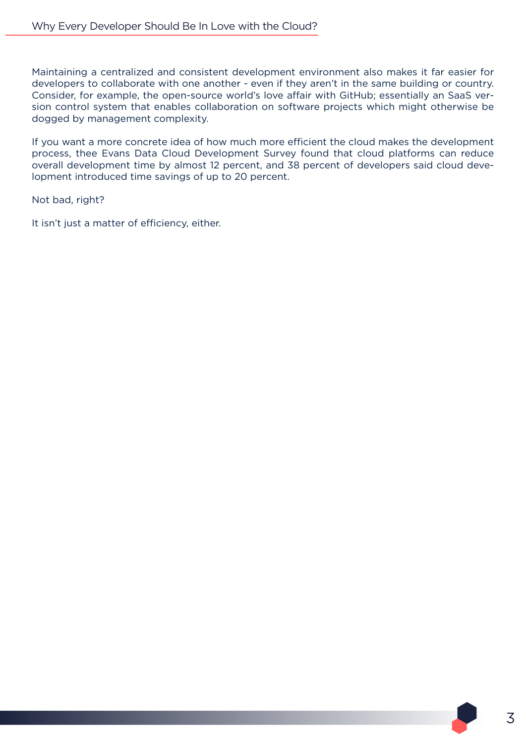Maintaining a centralized and consistent development environment also makes it far easier for developers to collaborate with one another - even if they aren't in the same building or country. Consider, for example, the open-source world's love affair with GitHub; essentially an SaaS version control system that enables collaboration on software projects which might otherwise be dogged by management complexity.

If you want a more concrete idea of how much more efficient the cloud makes the development process, thee Evans Data Cloud Development Survey found that cloud platforms can reduce overall development time by almost 12 percent, and 38 percent of developers said cloud development introduced time savings of up to 20 percent.

Not bad, right?

It isn't just a matter of efficiency, either.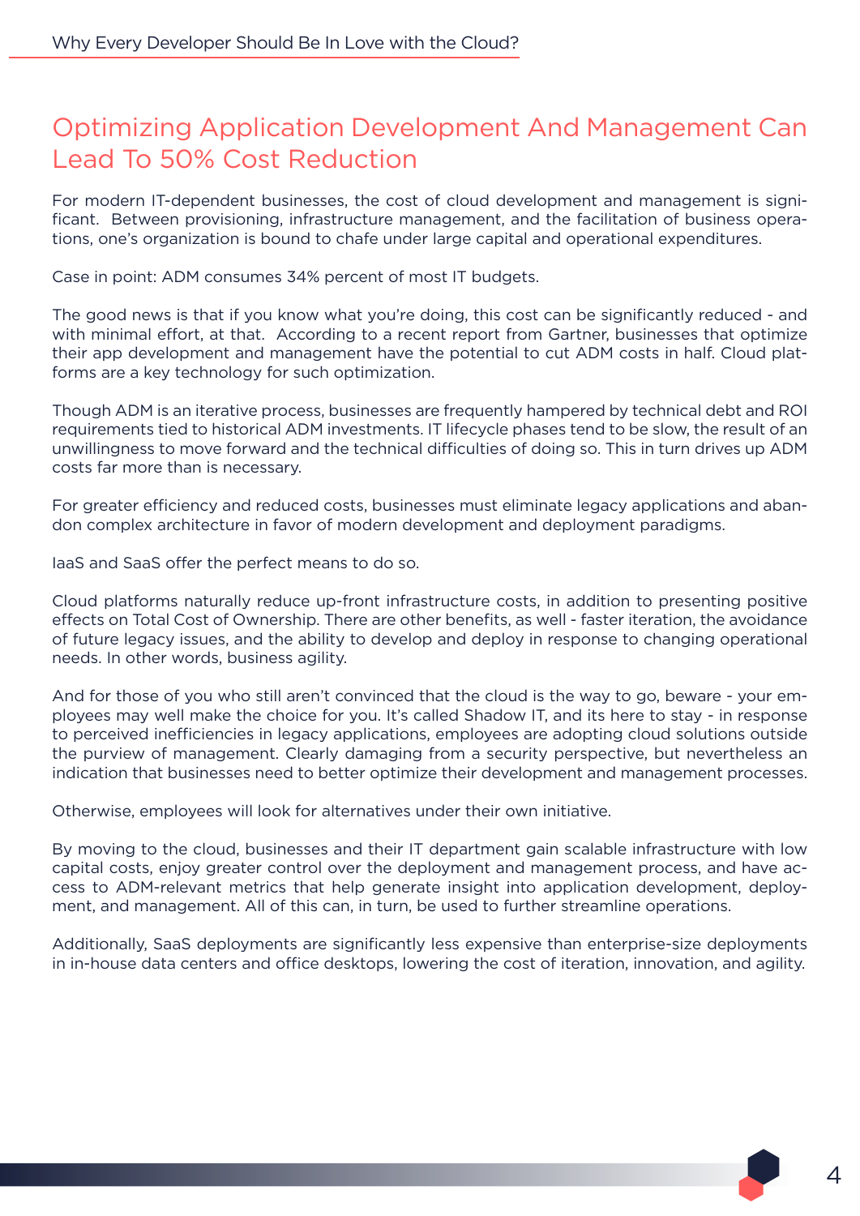## Optimizing Application Development And Management Can Lead To 50% Cost Reduction

For modern IT-dependent businesses, the cost of cloud development and management is significant. Between provisioning, infrastructure management, and the facilitation of business operations, one's organization is bound to chafe under large capital and operational expenditures.

Case in point: ADM consumes 34% percent of most IT budgets.

The good news is that if you know what you're doing, this cost can be significantly reduced - and with minimal effort, at that. According to a recent report from Gartner, businesses that optimize their app development and management have the potential to cut ADM costs in half. Cloud platforms are a key technology for such optimization.

Though ADM is an iterative process, businesses are frequently hampered by technical debt and ROI requirements tied to historical ADM investments. IT lifecycle phases tend to be slow, the result of an unwillingness to move forward and the technical difficulties of doing so. This in turn drives up ADM costs far more than is necessary.

For greater efficiency and reduced costs, businesses must eliminate legacy applications and abandon complex architecture in favor of modern development and deployment paradigms.

IaaS and SaaS offer the perfect means to do so.

Cloud platforms naturally reduce up-front infrastructure costs, in addition to presenting positive effects on Total Cost of Ownership. There are other benefits, as well - faster iteration, the avoidance of future legacy issues, and the ability to develop and deploy in response to changing operational needs. In other words, business agility.

And for those of you who still aren't convinced that the cloud is the way to go, beware - your employees may well make the choice for you. It's called Shadow IT, and its here to stay - in response to perceived inefficiencies in legacy applications, employees are adopting cloud solutions outside the purview of management. Clearly damaging from a security perspective, but nevertheless an indication that businesses need to better optimize their development and management processes.

Otherwise, employees will look for alternatives under their own initiative.

By moving to the cloud, businesses and their IT department gain scalable infrastructure with low capital costs, enjoy greater control over the deployment and management process, and have access to ADM-relevant metrics that help generate insight into application development, deployment, and management. All of this can, in turn, be used to further streamline operations.

Additionally, SaaS deployments are significantly less expensive than enterprise-size deployments in in-house data centers and office desktops, lowering the cost of iteration, innovation, and agility.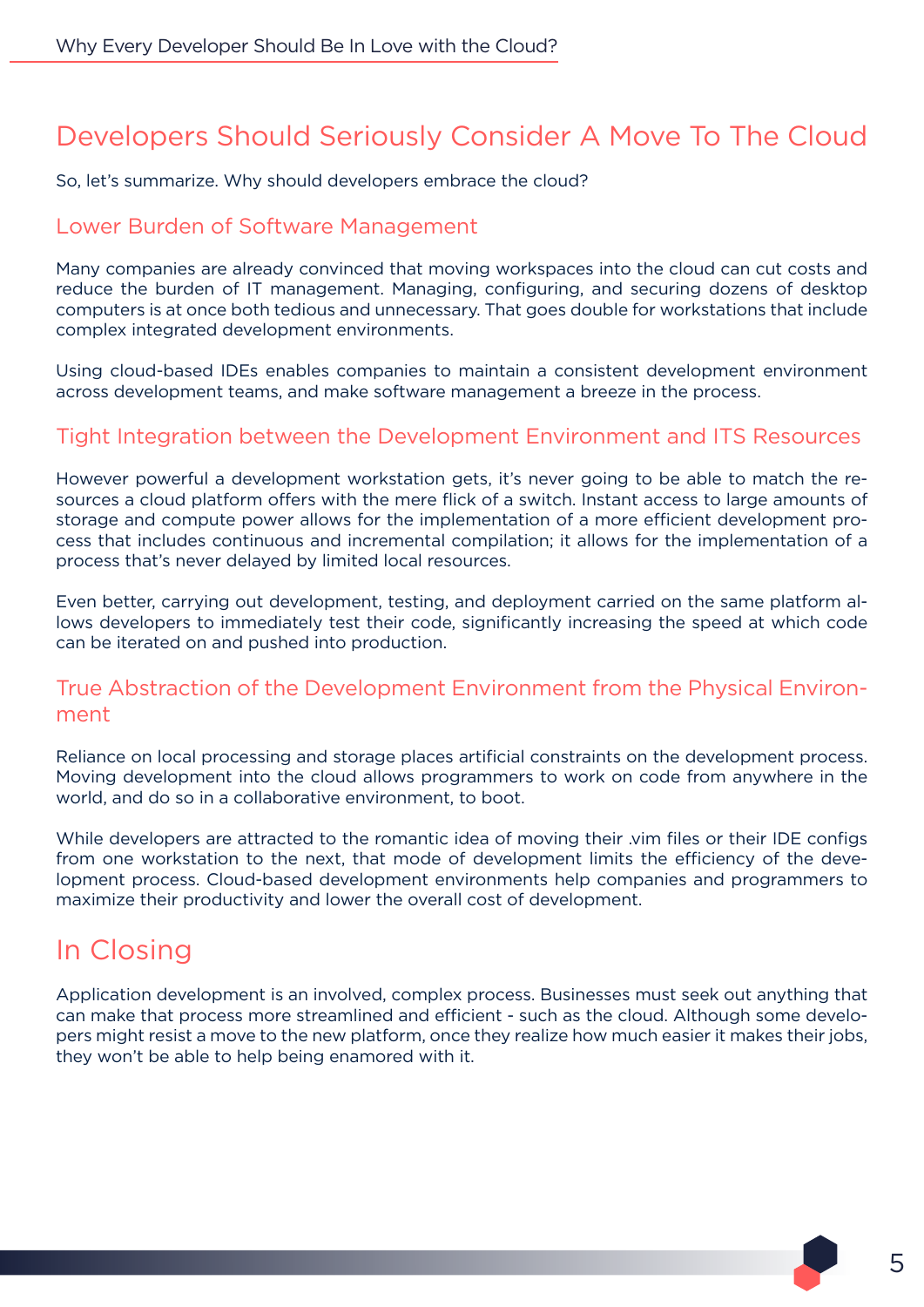## Developers Should Seriously Consider A Move To The Cloud

So, let's summarize. Why should developers embrace the cloud?

### Lower Burden of Software Management

Many companies are already convinced that moving workspaces into the cloud can cut costs and reduce the burden of IT management. Managing, configuring, and securing dozens of desktop computers is at once both tedious and unnecessary. That goes double for workstations that include complex integrated development environments.

Using cloud-based IDEs enables companies to maintain a consistent development environment across development teams, and make software management a breeze in the process.

### Tight Integration between the Development Environment and ITS Resources

However powerful a development workstation gets, it's never going to be able to match the resources a cloud platform offers with the mere flick of a switch. Instant access to large amounts of storage and compute power allows for the implementation of a more efficient development process that includes continuous and incremental compilation; it allows for the implementation of a process that's never delayed by limited local resources.

Even better, carrying out development, testing, and deployment carried on the same platform allows developers to immediately test their code, significantly increasing the speed at which code can be iterated on and pushed into production.

### True Abstraction of the Development Environment from the Physical Environment

Reliance on local processing and storage places artificial constraints on the development process. Moving development into the cloud allows programmers to work on code from anywhere in the world, and do so in a collaborative environment, to boot.

While developers are attracted to the romantic idea of moving their .vim files or their IDE configs from one workstation to the next, that mode of development limits the efficiency of the development process. Cloud-based development environments help companies and programmers to maximize their productivity and lower the overall cost of development.

## In Closing

Application development is an involved, complex process. Businesses must seek out anything that can make that process more streamlined and efficient - such as the cloud. Although some developers might resist a move to the new platform, once they realize how much easier it makes their jobs, they won't be able to help being enamored with it.